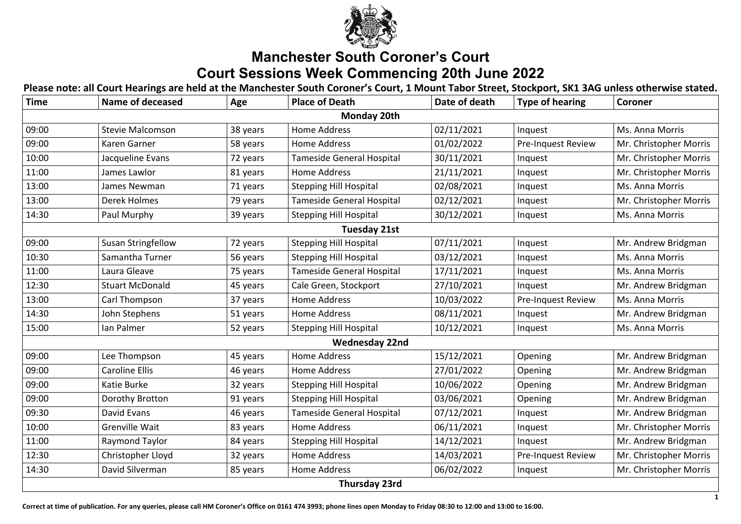# Manchester South Coroner's Court

## Court Sessions Week Commencing 20th June 2022

**Please note: all Court Hearings are held at the Manchester South Coroner's Court, 1 Mount Tabor Street, Stockport, SK1 3AG unless otherwise stated.**

| Time | Name of deceased | Age | Place of Death | Date of death | Type of hearing | Coroner |
|---|---|---|---|---|---|---|
| **Monday 20th** | | | | | | |
| 09:00 | Stevie Malcomson | 38 years | Home Address | 02/11/2021 | Inquest | Ms. Anna Morris |
| 09:00 | Karen Garner | 58 years | Home Address | 01/02/2022 | Pre-Inquest Review | Mr. Christopher Morris |
| 10:00 | Jacqueline Evans | 72 years | Tameside General Hospital | 30/11/2021 | Inquest | Mr. Christopher Morris |
| 11:00 | James Lawlor | 81 years | Home Address | 21/11/2021 | Inquest | Mr. Christopher Morris |
| 13:00 | James Newman | 71 years | Stepping Hill Hospital | 02/08/2021 | Inquest | Ms. Anna Morris |
| 13:00 | Derek Holmes | 79 years | Tameside General Hospital | 02/12/2021 | Inquest | Mr. Christopher Morris |
| 14:30 | Paul Murphy | 39 years | Stepping Hill Hospital | 30/12/2021 | Inquest | Ms. Anna Morris |
| **Tuesday 21st** | | | | | | |
| 09:00 | Susan Stringfellow | 72 years | Stepping Hill Hospital | 07/11/2021 | Inquest | Mr. Andrew Bridgman |
| 10:30 | Samantha Turner | 56 years | Stepping Hill Hospital | 03/12/2021 | Inquest | Ms. Anna Morris |
| 11:00 | Laura Gleave | 75 years | Tameside General Hospital | 17/11/2021 | Inquest | Ms. Anna Morris |
| 12:30 | Stuart McDonald | 45 years | Cale Green, Stockport | 27/10/2021 | Inquest | Mr. Andrew Bridgman |
| 13:00 | Carl Thompson | 37 years | Home Address | 10/03/2022 | Pre-Inquest Review | Ms. Anna Morris |
| 14:30 | John Stephens | 51 years | Home Address | 08/11/2021 | Inquest | Mr. Andrew Bridgman |
| 15:00 | Ian Palmer | 52 years | Stepping Hill Hospital | 10/12/2021 | Inquest | Ms. Anna Morris |
| **Wednesday 22nd** | | | | | | |
| 09:00 | Lee Thompson | 45 years | Home Address | 15/12/2021 | Opening | Mr. Andrew Bridgman |
| 09:00 | Caroline Ellis | 46 years | Home Address | 27/01/2022 | Opening | Mr. Andrew Bridgman |
| 09:00 | Katie Burke | 32 years | Stepping Hill Hospital | 10/06/2022 | Opening | Mr. Andrew Bridgman |
| 09:00 | Dorothy Brotton | 91 years | Stepping Hill Hospital | 03/06/2021 | Opening | Mr. Andrew Bridgman |
| 09:30 | David Evans | 46 years | Tameside General Hospital | 07/12/2021 | Inquest | Mr. Andrew Bridgman |
| 10:00 | Grenville Wait | 83 years | Home Address | 06/11/2021 | Inquest | Mr. Christopher Morris |
| 11:00 | Raymond Taylor | 84 years | Stepping Hill Hospital | 14/12/2021 | Inquest | Mr. Andrew Bridgman |
| 12:30 | Christopher Lloyd | 32 years | Home Address | 14/03/2021 | Pre-Inquest Review | Mr. Christopher Morris |
| 14:30 | David Silverman | 85 years | Home Address | 06/02/2022 | Inquest | Mr. Christopher Morris |
| **Thursday 23rd** | | | | | | |

**Correct at time of publication. For any queries, please call HM Coroner's Office on 0161 474 3993; phone lines open Monday to Friday 08:30 to 12:00 and 13:00 to 16:00.**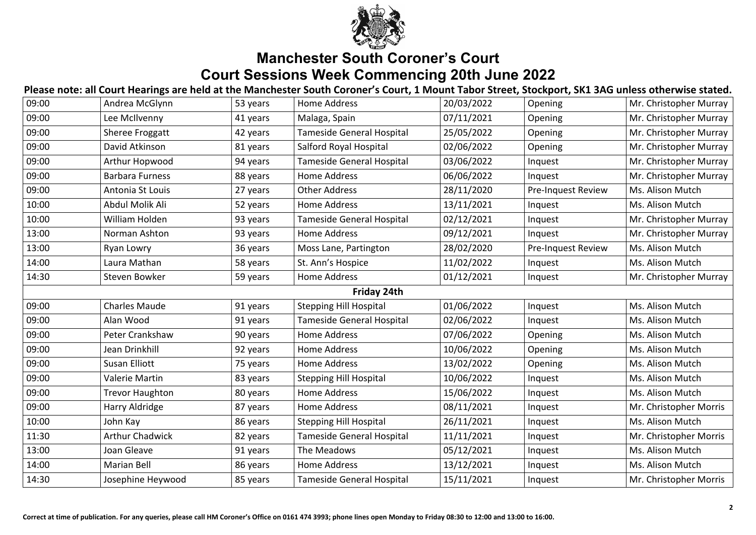# Manchester South Coroner's Court

# Court Sessions Week Commencing 20th June 2022

**Please note: all Court Hearings are held at the Manchester South Coroner's Court, 1 Mount Tabor Street, Stockport, SK1 3AG unless otherwise stated.**

| | | | | | | |
|---|---|---|---|---|---|---|
| 09:00 | Andrea McGlynn | 53 years | Home Address | 20/03/2022 | Opening | Mr. Christopher Murray |
| 09:00 | Lee McIlvenny | 41 years | Malaga, Spain | 07/11/2021 | Opening | Mr. Christopher Murray |
| 09:00 | Sheree Froggatt | 42 years | Tameside General Hospital | 25/05/2022 | Opening | Mr. Christopher Murray |
| 09:00 | David Atkinson | 81 years | Salford Royal Hospital | 02/06/2022 | Opening | Mr. Christopher Murray |
| 09:00 | Arthur Hopwood | 94 years | Tameside General Hospital | 03/06/2022 | Inquest | Mr. Christopher Murray |
| 09:00 | Barbara Furness | 88 years | Home Address | 06/06/2022 | Inquest | Mr. Christopher Murray |
| 09:00 | Antonia St Louis | 27 years | Other Address | 28/11/2020 | Pre-Inquest Review | Ms. Alison Mutch |
| 10:00 | Abdul Molik Ali | 52 years | Home Address | 13/11/2021 | Inquest | Ms. Alison Mutch |
| 10:00 | William Holden | 93 years | Tameside General Hospital | 02/12/2021 | Inquest | Mr. Christopher Murray |
| 13:00 | Norman Ashton | 93 years | Home Address | 09/12/2021 | Inquest | Mr. Christopher Murray |
| 13:00 | Ryan Lowry | 36 years | Moss Lane, Partington | 28/02/2020 | Pre-Inquest Review | Ms. Alison Mutch |
| 14:00 | Laura Mathan | 58 years | St. Ann's Hospice | 11/02/2022 | Inquest | Ms. Alison Mutch |
| 14:30 | Steven Bowker | 59 years | Home Address | 01/12/2021 | Inquest | Mr. Christopher Murray |
| **Friday 24th** | | | | | | |
| 09:00 | Charles Maude | 91 years | Stepping Hill Hospital | 01/06/2022 | Inquest | Ms. Alison Mutch |
| 09:00 | Alan Wood | 91 years | Tameside General Hospital | 02/06/2022 | Inquest | Ms. Alison Mutch |
| 09:00 | Peter Crankshaw | 90 years | Home Address | 07/06/2022 | Opening | Ms. Alison Mutch |
| 09:00 | Jean Drinkhill | 92 years | Home Address | 10/06/2022 | Opening | Ms. Alison Mutch |
| 09:00 | Susan Elliott | 75 years | Home Address | 13/02/2022 | Opening | Ms. Alison Mutch |
| 09:00 | Valerie Martin | 83 years | Stepping Hill Hospital | 10/06/2022 | Inquest | Ms. Alison Mutch |
| 09:00 | Trevor Haughton | 80 years | Home Address | 15/06/2022 | Inquest | Ms. Alison Mutch |
| 09:00 | Harry Aldridge | 87 years | Home Address | 08/11/2021 | Inquest | Mr. Christopher Morris |
| 10:00 | John Kay | 86 years | Stepping Hill Hospital | 26/11/2021 | Inquest | Ms. Alison Mutch |
| 11:30 | Arthur Chadwick | 82 years | Tameside General Hospital | 11/11/2021 | Inquest | Mr. Christopher Morris |
| 13:00 | Joan Gleave | 91 years | The Meadows | 05/12/2021 | Inquest | Ms. Alison Mutch |
| 14:00 | Marian Bell | 86 years | Home Address | 13/12/2021 | Inquest | Ms. Alison Mutch |
| 14:30 | Josephine Heywood | 85 years | Tameside General Hospital | 15/11/2021 | Inquest | Mr. Christopher Morris |

**Correct at time of publication. For any queries, please call HM Coroner's Office on 0161 474 3993; phone lines open Monday to Friday 08:30 to 12:00 and 13:00 to 16:00.**